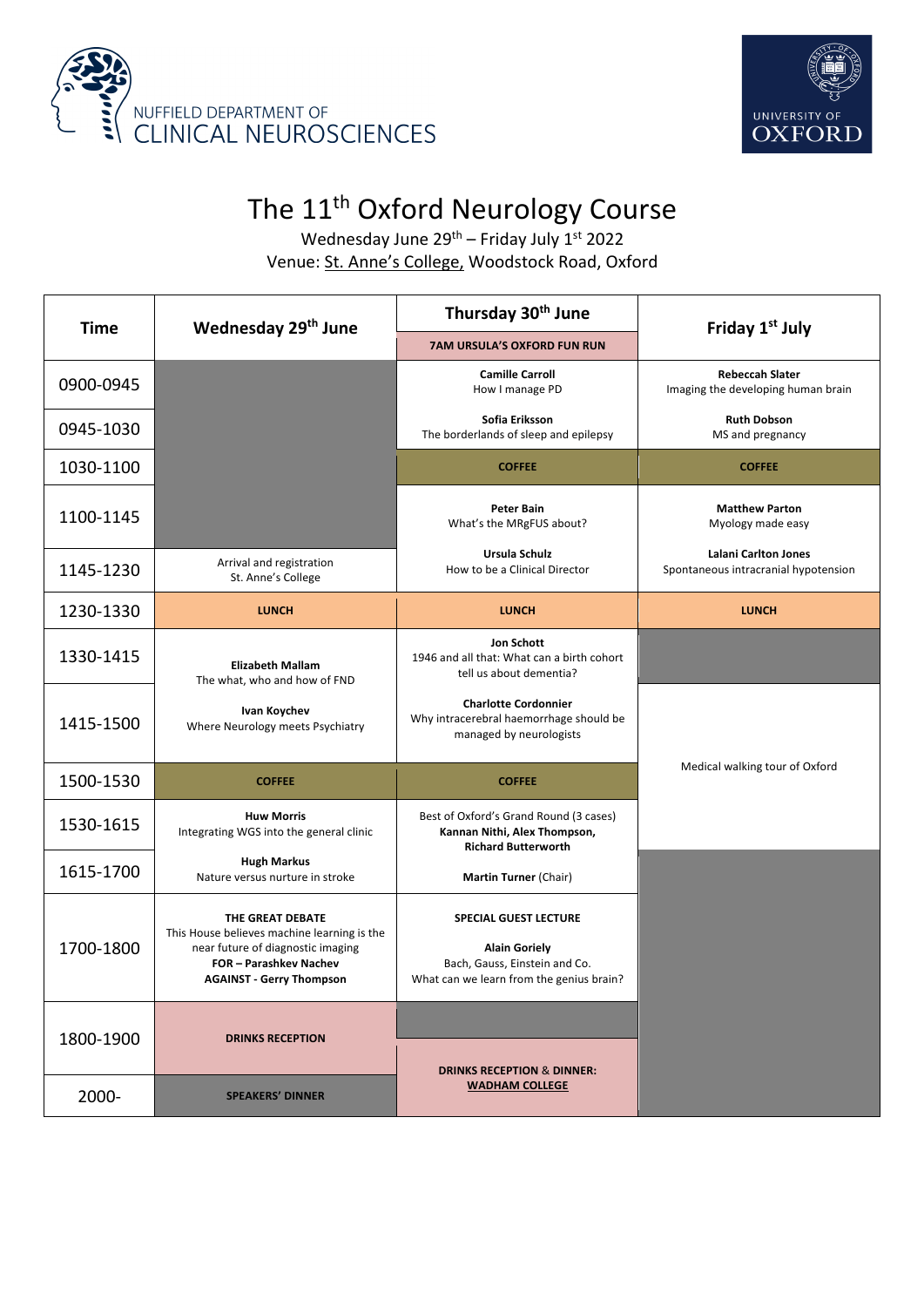NUFFIELD DEPARTMENT OF CLINICAL NEUROSCIENCES

UNIVERSITY OF OXFORD

# The 11th Oxford Neurology Course

Wednesday June 29th – Friday July 1st 2022

Venue: St. Anne's College, Woodstock Road, Oxford

| Time | Wednesday 29th June | Thursday 30th June<br>7AM URSULA'S OXFORD FUN RUN | Friday 1st July |
|---|---|---|---|
| 0900-0945 | | **Camille Carroll**<br>How I manage PD | **Rebeccah Slater**<br>Imaging the developing human brain |
| 0945-1030 | | **Sofia Eriksson**<br>The borderlands of sleep and epilepsy | **Ruth Dobson**<br>MS and pregnancy |
| 1030-1100 | | **COFFEE** | **COFFEE** |
| 1100-1145 | | **Peter Bain**<br>What's the MRgFUS about? | **Matthew Parton**<br>Myology made easy |
| 1145-1230 | Arrival and registration<br>St. Anne's College | **Ursula Schulz**<br>How to be a Clinical Director | **Lalani Carlton Jones**<br>Spontaneous intracranial hypotension |
| 1230-1330 | **LUNCH** | **LUNCH** | **LUNCH** |
| 1330-1415 | **Elizabeth Mallam**<br>The what, who and how of FND | **Jon Schott**<br>1946 and all that: What can a birth cohort tell us about dementia? | |
| 1415-1500 | **Ivan Koychev**<br>Where Neurology meets Psychiatry | **Charlotte Cordonnier**<br>Why intracerebral haemorrhage should be managed by neurologists | Medical walking tour of Oxford |
| 1500-1530 | **COFFEE** | **COFFEE** | Medical walking tour of Oxford |
| 1530-1615 | **Huw Morris**<br>Integrating WGS into the general clinic | Best of Oxford's Grand Round (3 cases)<br>**Kannan Nithi, Alex Thompson, Richard Butterworth** | Medical walking tour of Oxford |
| 1615-1700 | **Hugh Markus**<br>Nature versus nurture in stroke | **Martin Turner** (Chair) | |
| 1700-1800 | **THE GREAT DEBATE**<br>This House believes machine learning is the near future of diagnostic imaging<br>**FOR – Parashkev Nachev**<br>**AGAINST - Gerry Thompson** | **SPECIAL GUEST LECTURE**<br>**Alain Goriely**<br>Bach, Gauss, Einstein and Co.<br>What can we learn from the genius brain? | |
| 1800-1900 | **DRINKS RECEPTION** | **DRINKS RECEPTION & DINNER: WADHAM COLLEGE** | |
| 2000- | **SPEAKERS' DINNER** | **DRINKS RECEPTION & DINNER: WADHAM COLLEGE** | |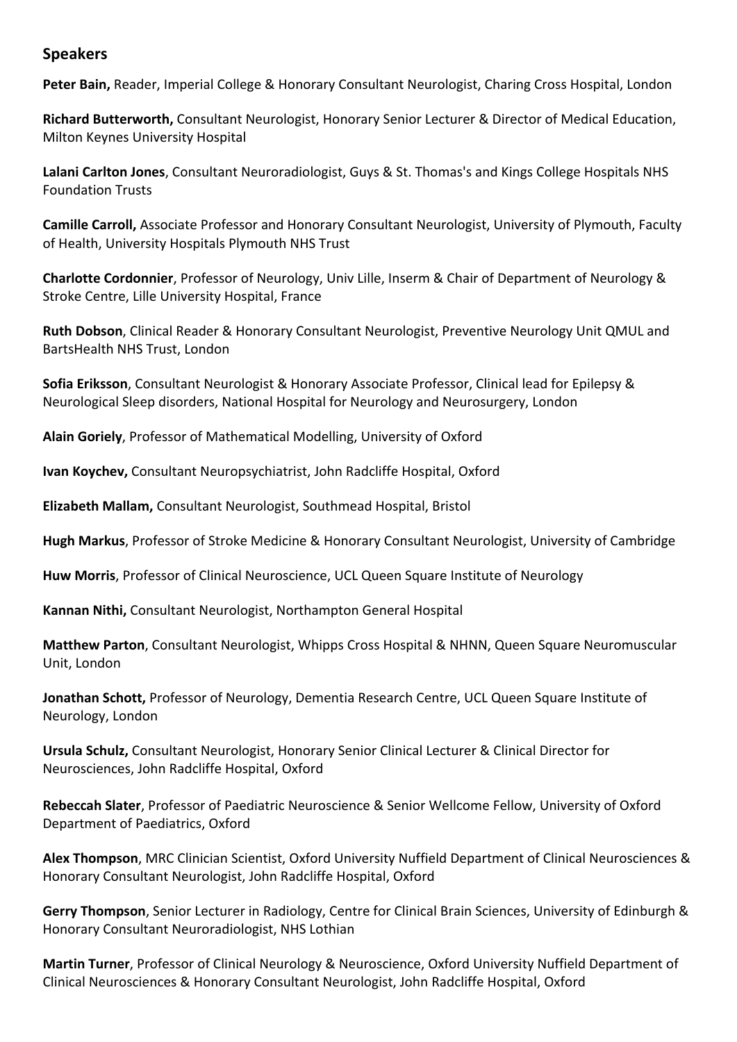## Speakers

**Peter Bain,** Reader, Imperial College & Honorary Consultant Neurologist, Charing Cross Hospital, London

**Richard Butterworth,** Consultant Neurologist, Honorary Senior Lecturer & Director of Medical Education, Milton Keynes University Hospital

**Lalani Carlton Jones**, Consultant Neuroradiologist, Guys & St. Thomas's and Kings College Hospitals NHS Foundation Trusts

**Camille Carroll,** Associate Professor and Honorary Consultant Neurologist, University of Plymouth, Faculty of Health, University Hospitals Plymouth NHS Trust

**Charlotte Cordonnier**, Professor of Neurology, Univ Lille, Inserm & Chair of Department of Neurology & Stroke Centre, Lille University Hospital, France

**Ruth Dobson**, Clinical Reader & Honorary Consultant Neurologist, Preventive Neurology Unit QMUL and BartsHealth NHS Trust, London

**Sofia Eriksson**, Consultant Neurologist & Honorary Associate Professor, Clinical lead for Epilepsy & Neurological Sleep disorders, National Hospital for Neurology and Neurosurgery, London

**Alain Goriely**, Professor of Mathematical Modelling, University of Oxford

**Ivan Koychev,** Consultant Neuropsychiatrist, John Radcliffe Hospital, Oxford

**Elizabeth Mallam,** Consultant Neurologist, Southmead Hospital, Bristol

**Hugh Markus**, Professor of Stroke Medicine & Honorary Consultant Neurologist, University of Cambridge

**Huw Morris**, Professor of Clinical Neuroscience, UCL Queen Square Institute of Neurology

**Kannan Nithi,** Consultant Neurologist, Northampton General Hospital

**Matthew Parton**, Consultant Neurologist, Whipps Cross Hospital & NHNN, Queen Square Neuromuscular Unit, London

**Jonathan Schott,** Professor of Neurology, Dementia Research Centre, UCL Queen Square Institute of Neurology, London

**Ursula Schulz,** Consultant Neurologist, Honorary Senior Clinical Lecturer & Clinical Director for Neurosciences, John Radcliffe Hospital, Oxford

**Rebeccah Slater**, Professor of Paediatric Neuroscience & Senior Wellcome Fellow, University of Oxford Department of Paediatrics, Oxford

**Alex Thompson**, MRC Clinician Scientist, Oxford University Nuffield Department of Clinical Neurosciences & Honorary Consultant Neurologist, John Radcliffe Hospital, Oxford

**Gerry Thompson**, Senior Lecturer in Radiology, Centre for Clinical Brain Sciences, University of Edinburgh & Honorary Consultant Neuroradiologist, NHS Lothian

**Martin Turner**, Professor of Clinical Neurology & Neuroscience, Oxford University Nuffield Department of Clinical Neurosciences & Honorary Consultant Neurologist, John Radcliffe Hospital, Oxford